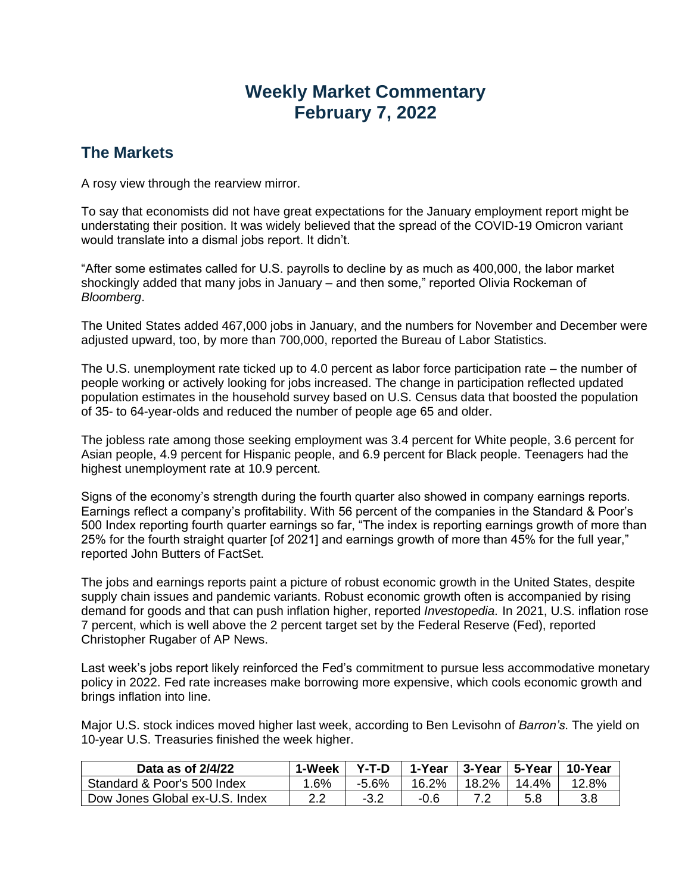# Weekly Market Commentary
# February 7, 2022

## The Markets

A rosy view through the rearview mirror.

To say that economists did not have great expectations for the January employment report might be understating their position. It was widely believed that the spread of the COVID-19 Omicron variant would translate into a dismal jobs report. It didn't.

"After some estimates called for U.S. payrolls to decline by as much as 400,000, the labor market shockingly added that many jobs in January – and then some," reported Olivia Rockeman of *Bloomberg*.

The United States added 467,000 jobs in January, and the numbers for November and December were adjusted upward, too, by more than 700,000, reported the Bureau of Labor Statistics.

The U.S. unemployment rate ticked up to 4.0 percent as labor force participation rate – the number of people working or actively looking for jobs increased. The change in participation reflected updated population estimates in the household survey based on U.S. Census data that boosted the population of 35- to 64-year-olds and reduced the number of people age 65 and older.

The jobless rate among those seeking employment was 3.4 percent for White people, 3.6 percent for Asian people, 4.9 percent for Hispanic people, and 6.9 percent for Black people. Teenagers had the highest unemployment rate at 10.9 percent.

Signs of the economy's strength during the fourth quarter also showed in company earnings reports. Earnings reflect a company's profitability. With 56 percent of the companies in the Standard & Poor's 500 Index reporting fourth quarter earnings so far, "The index is reporting earnings growth of more than 25% for the fourth straight quarter [of 2021] and earnings growth of more than 45% for the full year," reported John Butters of FactSet.

The jobs and earnings reports paint a picture of robust economic growth in the United States, despite supply chain issues and pandemic variants. Robust economic growth often is accompanied by rising demand for goods and that can push inflation higher, reported *Investopedia.* In 2021, U.S. inflation rose 7 percent, which is well above the 2 percent target set by the Federal Reserve (Fed), reported Christopher Rugaber of AP News.

Last week's jobs report likely reinforced the Fed's commitment to pursue less accommodative monetary policy in 2022. Fed rate increases make borrowing more expensive, which cools economic growth and brings inflation into line.

Major U.S. stock indices moved higher last week, according to Ben Levisohn of *Barron's.* The yield on 10-year U.S. Treasuries finished the week higher.

| Data as of 2/4/22 | 1-Week | Y-T-D | 1-Year | 3-Year | 5-Year | 10-Year |
|---|---|---|---|---|---|---|
| Standard & Poor's 500 Index | 1.6% | -5.6% | 16.2% | 18.2% | 14.4% | 12.8% |
| Dow Jones Global ex-U.S. Index | 2.2 | -3.2 | -0.6 | 7.2 | 5.8 | 3.8 |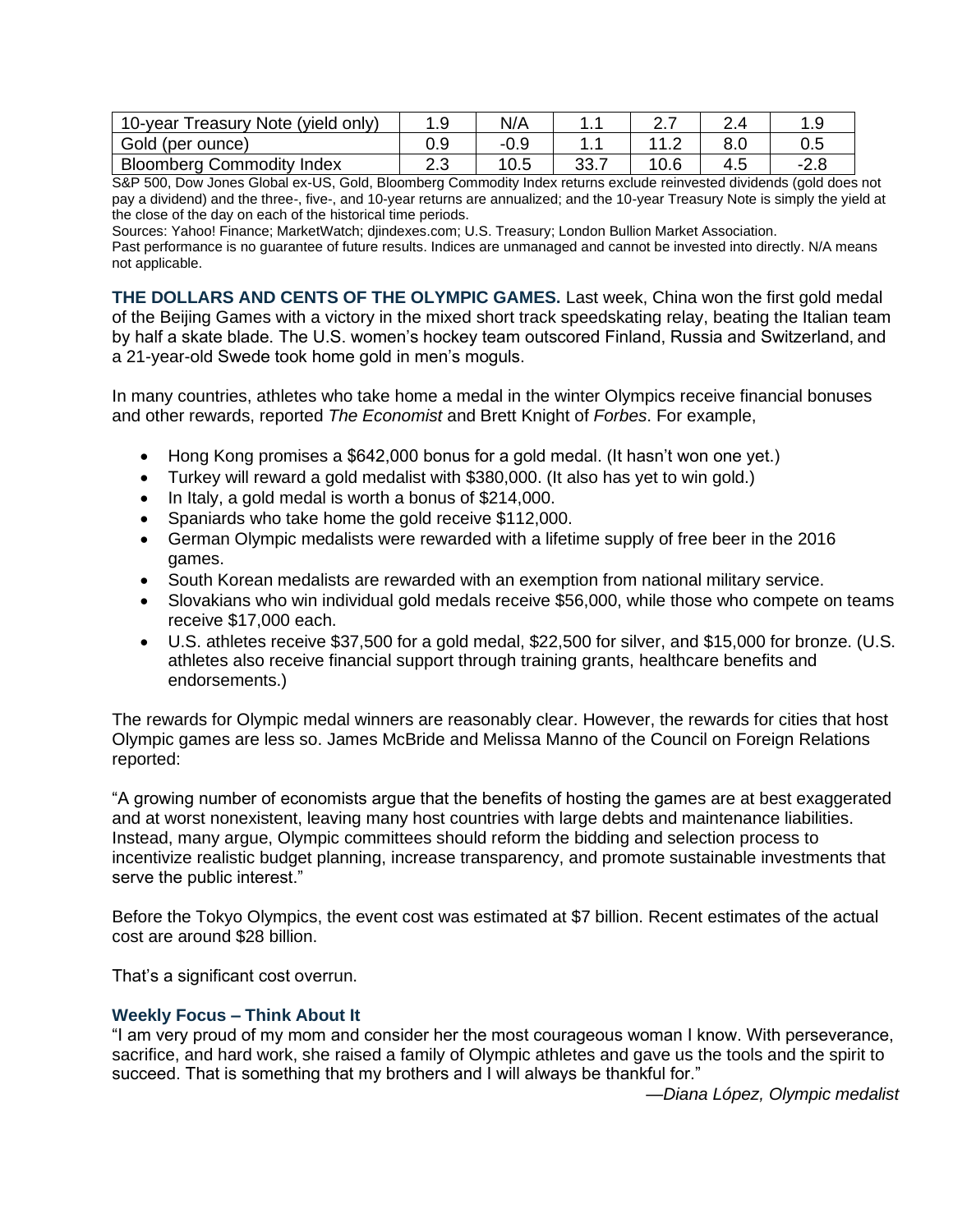| 10-year Treasury Note (yield only) | 1.9 | N/A | 1.1 | 2.7 | 2.4 | 1.9 |
|---|---|---|---|---|---|---|
| Gold (per ounce) | 0.9 | -0.9 | 1.1 | 11.2 | 8.0 | 0.5 |
| Bloomberg Commodity Index | 2.3 | 10.5 | 33.7 | 10.6 | 4.5 | -2.8 |

S&P 500, Dow Jones Global ex-US, Gold, Bloomberg Commodity Index returns exclude reinvested dividends (gold does not pay a dividend) and the three-, five-, and 10-year returns are annualized; and the 10-year Treasury Note is simply the yield at the close of the day on each of the historical time periods.

Sources: Yahoo! Finance; MarketWatch; djindexes.com; U.S. Treasury; London Bullion Market Association.

Past performance is no guarantee of future results. Indices are unmanaged and cannot be invested into directly. N/A means not applicable.

**THE DOLLARS AND CENTS OF THE OLYMPIC GAMES.** Last week, China won the first gold medal of the Beijing Games with a victory in the mixed short track speedskating relay, beating the Italian team by half a skate blade. The U.S. women's hockey team outscored Finland, Russia and Switzerland, and a 21-year-old Swede took home gold in men's moguls.

In many countries, athletes who take home a medal in the winter Olympics receive financial bonuses and other rewards, reported *The Economist* and Brett Knight of *Forbes*. For example,

- Hong Kong promises a $642,000 bonus for a gold medal. (It hasn't won one yet.)
- Turkey will reward a gold medalist with $380,000. (It also has yet to win gold.)
- In Italy, a gold medal is worth a bonus of $214,000.
- Spaniards who take home the gold receive $112,000.
- German Olympic medalists were rewarded with a lifetime supply of free beer in the 2016 games.
- South Korean medalists are rewarded with an exemption from national military service.
- Slovakians who win individual gold medals receive $56,000, while those who compete on teams receive $17,000 each.
- U.S. athletes receive $37,500 for a gold medal, $22,500 for silver, and $15,000 for bronze. (U.S. athletes also receive financial support through training grants, healthcare benefits and endorsements.)

The rewards for Olympic medal winners are reasonably clear. However, the rewards for cities that host Olympic games are less so. James McBride and Melissa Manno of the Council on Foreign Relations reported:

"A growing number of economists argue that the benefits of hosting the games are at best exaggerated and at worst nonexistent, leaving many host countries with large debts and maintenance liabilities. Instead, many argue, Olympic committees should reform the bidding and selection process to incentivize realistic budget planning, increase transparency, and promote sustainable investments that serve the public interest."

Before the Tokyo Olympics, the event cost was estimated at $7 billion. Recent estimates of the actual cost are around $28 billion.

That's a significant cost overrun.

### Weekly Focus – Think About It

"I am very proud of my mom and consider her the most courageous woman I know. With perseverance, sacrifice, and hard work, she raised a family of Olympic athletes and gave us the tools and the spirit to succeed. That is something that my brothers and I will always be thankful for."

*—Diana López, Olympic medalist*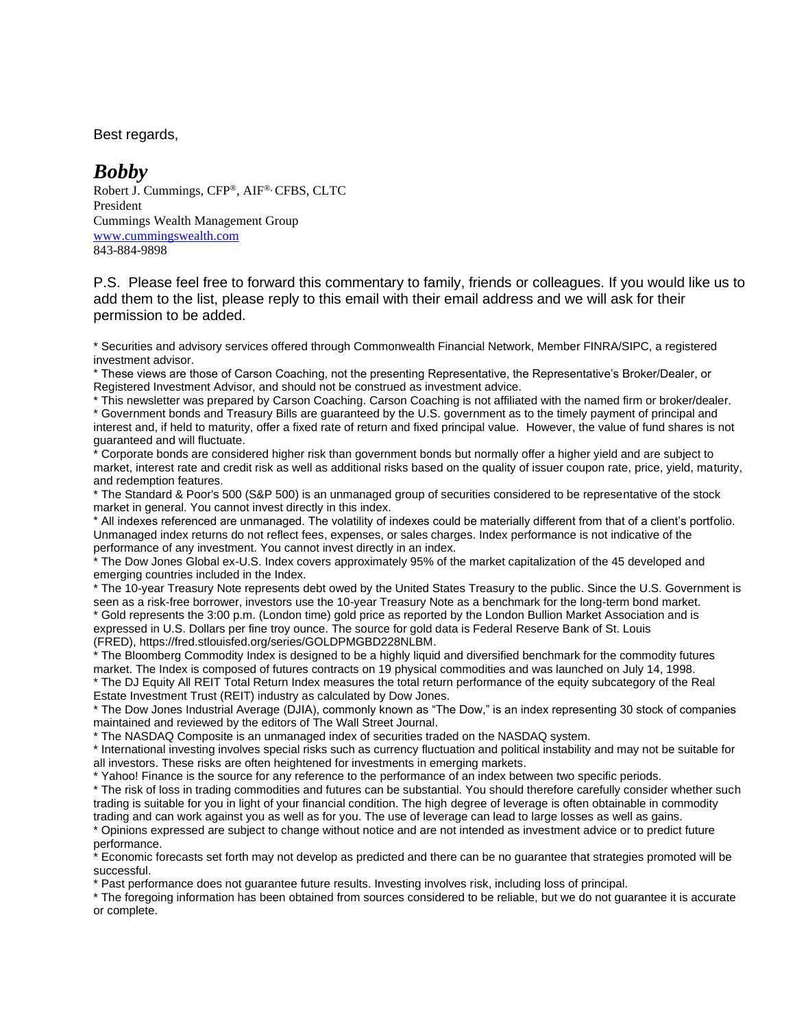Best regards,

***Bobby***

Robert J. Cummings, CFP®, AIF®, CFBS, CLTC
President
Cummings Wealth Management Group
[www.cummingswealth.com](http://www.cummingswealth.com)
843-884-9898

P.S. Please feel free to forward this commentary to family, friends or colleagues. If you would like us to add them to the list, please reply to this email with their email address and we will ask for their permission to be added.

* Securities and advisory services offered through Commonwealth Financial Network, Member FINRA/SIPC, a registered investment advisor.
* These views are those of Carson Coaching, not the presenting Representative, the Representative's Broker/Dealer, or Registered Investment Advisor, and should not be construed as investment advice.
* This newsletter was prepared by Carson Coaching. Carson Coaching is not affiliated with the named firm or broker/dealer.
* Government bonds and Treasury Bills are guaranteed by the U.S. government as to the timely payment of principal and interest and, if held to maturity, offer a fixed rate of return and fixed principal value. However, the value of fund shares is not guaranteed and will fluctuate.
* Corporate bonds are considered higher risk than government bonds but normally offer a higher yield and are subject to market, interest rate and credit risk as well as additional risks based on the quality of issuer coupon rate, price, yield, maturity, and redemption features.
* The Standard & Poor's 500 (S&P 500) is an unmanaged group of securities considered to be representative of the stock market in general. You cannot invest directly in this index.
* All indexes referenced are unmanaged. The volatility of indexes could be materially different from that of a client's portfolio. Unmanaged index returns do not reflect fees, expenses, or sales charges. Index performance is not indicative of the performance of any investment. You cannot invest directly in an index.
* The Dow Jones Global ex-U.S. Index covers approximately 95% of the market capitalization of the 45 developed and emerging countries included in the Index.
* The 10-year Treasury Note represents debt owed by the United States Treasury to the public. Since the U.S. Government is seen as a risk-free borrower, investors use the 10-year Treasury Note as a benchmark for the long-term bond market.
* Gold represents the 3:00 p.m. (London time) gold price as reported by the London Bullion Market Association and is expressed in U.S. Dollars per fine troy ounce. The source for gold data is Federal Reserve Bank of St. Louis (FRED), https://fred.stlouisfed.org/series/GOLDPMGBD228NLBM.
* The Bloomberg Commodity Index is designed to be a highly liquid and diversified benchmark for the commodity futures market. The Index is composed of futures contracts on 19 physical commodities and was launched on July 14, 1998.
* The DJ Equity All REIT Total Return Index measures the total return performance of the equity subcategory of the Real Estate Investment Trust (REIT) industry as calculated by Dow Jones.
* The Dow Jones Industrial Average (DJIA), commonly known as "The Dow," is an index representing 30 stock of companies maintained and reviewed by the editors of The Wall Street Journal.
* The NASDAQ Composite is an unmanaged index of securities traded on the NASDAQ system.
* International investing involves special risks such as currency fluctuation and political instability and may not be suitable for all investors. These risks are often heightened for investments in emerging markets.
* Yahoo! Finance is the source for any reference to the performance of an index between two specific periods.
* The risk of loss in trading commodities and futures can be substantial. You should therefore carefully consider whether such trading is suitable for you in light of your financial condition. The high degree of leverage is often obtainable in commodity trading and can work against you as well as for you. The use of leverage can lead to large losses as well as gains.
* Opinions expressed are subject to change without notice and are not intended as investment advice or to predict future performance.
* Economic forecasts set forth may not develop as predicted and there can be no guarantee that strategies promoted will be successful.
* Past performance does not guarantee future results. Investing involves risk, including loss of principal.
* The foregoing information has been obtained from sources considered to be reliable, but we do not guarantee it is accurate or complete.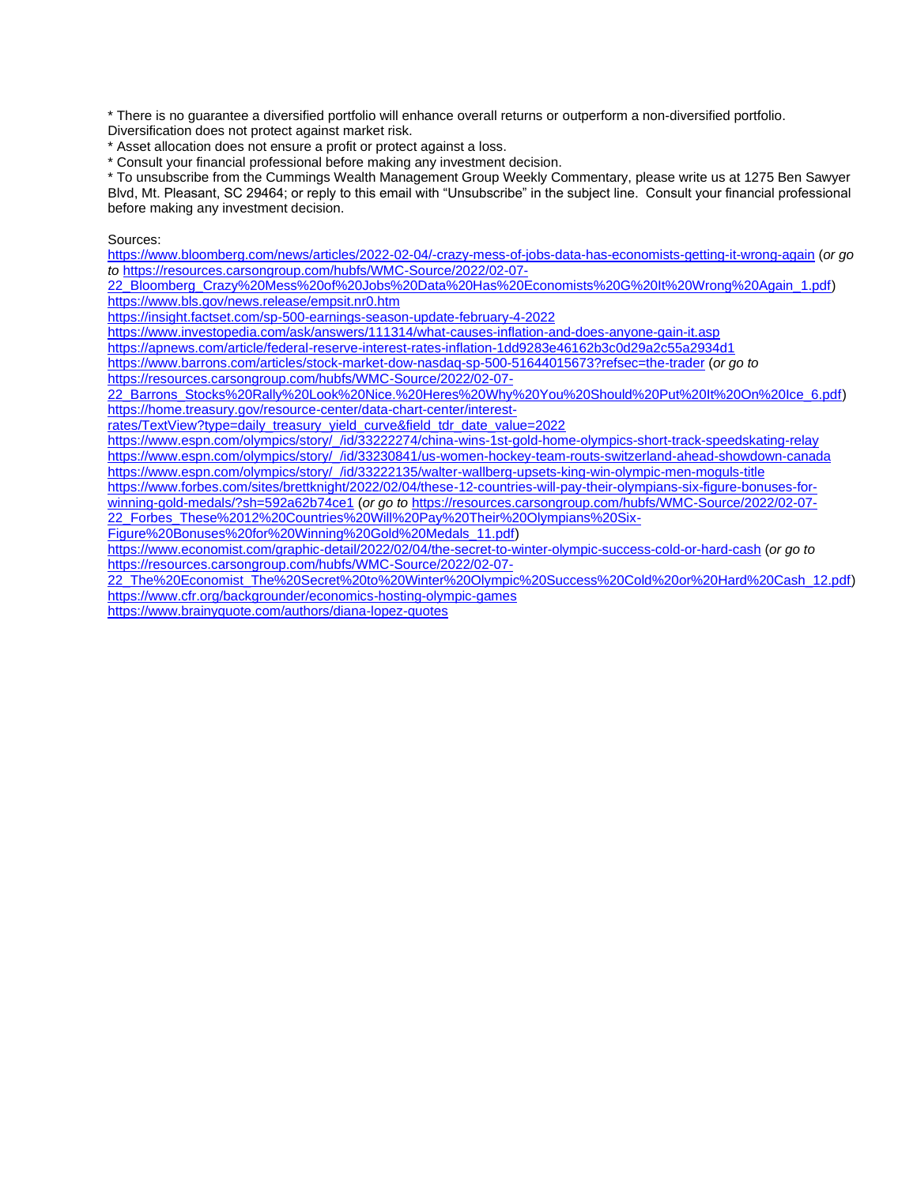* There is no guarantee a diversified portfolio will enhance overall returns or outperform a non-diversified portfolio. Diversification does not protect against market risk.
* Asset allocation does not ensure a profit or protect against a loss.
* Consult your financial professional before making any investment decision.
* To unsubscribe from the Cummings Wealth Management Group Weekly Commentary, please write us at 1275 Ben Sawyer Blvd, Mt. Pleasant, SC 29464; or reply to this email with "Unsubscribe" in the subject line. Consult your financial professional before making any investment decision.

Sources:
https://www.bloomberg.com/news/articles/2022-02-04/-crazy-mess-of-jobs-data-has-economists-getting-it-wrong-again (*or go to* https://resources.carsongroup.com/hubfs/WMC-Source/2022/02-07-22_Bloomberg_Crazy%20Mess%20of%20Jobs%20Data%20Has%20Economists%20G%20It%20Wrong%20Again_1.pdf)
https://www.bls.gov/news.release/empsit.nr0.htm
https://insight.factset.com/sp-500-earnings-season-update-february-4-2022
https://www.investopedia.com/ask/answers/111314/what-causes-inflation-and-does-anyone-gain-it.asp
https://apnews.com/article/federal-reserve-interest-rates-inflation-1dd9283e46162b3c0d29a2c55a2934d1
https://www.barrons.com/articles/stock-market-dow-nasdaq-sp-500-51644015673?refsec=the-trader (*or go to* https://resources.carsongroup.com/hubfs/WMC-Source/2022/02-07-22_Barrons_Stocks%20Rally%20Look%20Nice.%20Heres%20Why%20You%20Should%20Put%20It%20On%20Ice_6.pdf)
https://home.treasury.gov/resource-center/data-chart-center/interest-rates/TextView?type=daily_treasury_yield_curve&field_tdr_date_value=2022
https://www.espn.com/olympics/story/_/id/33222274/china-wins-1st-gold-home-olympics-short-track-speedskating-relay
https://www.espn.com/olympics/story/_/id/33230841/us-women-hockey-team-routs-switzerland-ahead-showdown-canada
https://www.espn.com/olympics/story/_/id/33222135/walter-wallberg-upsets-king-win-olympic-men-moguls-title
https://www.forbes.com/sites/brettknight/2022/02/04/these-12-countries-will-pay-their-olympians-six-figure-bonuses-for-winning-gold-medals/?sh=592a62b74ce1 (*or go to* https://resources.carsongroup.com/hubfs/WMC-Source/2022/02-07-22_Forbes_These%2012%20Countries%20Will%20Pay%20Their%20Olympians%20Six-Figure%20Bonuses%20for%20Winning%20Gold%20Medals_11.pdf)
https://www.economist.com/graphic-detail/2022/02/04/the-secret-to-winter-olympic-success-cold-or-hard-cash (*or go to* https://resources.carsongroup.com/hubfs/WMC-Source/2022/02-07-22_The%20Economist_The%20Secret%20to%20Winter%20Olympic%20Success%20Cold%20or%20Hard%20Cash_12.pdf)
https://www.cfr.org/backgrounder/economics-hosting-olympic-games
https://www.brainyquote.com/authors/diana-lopez-quotes